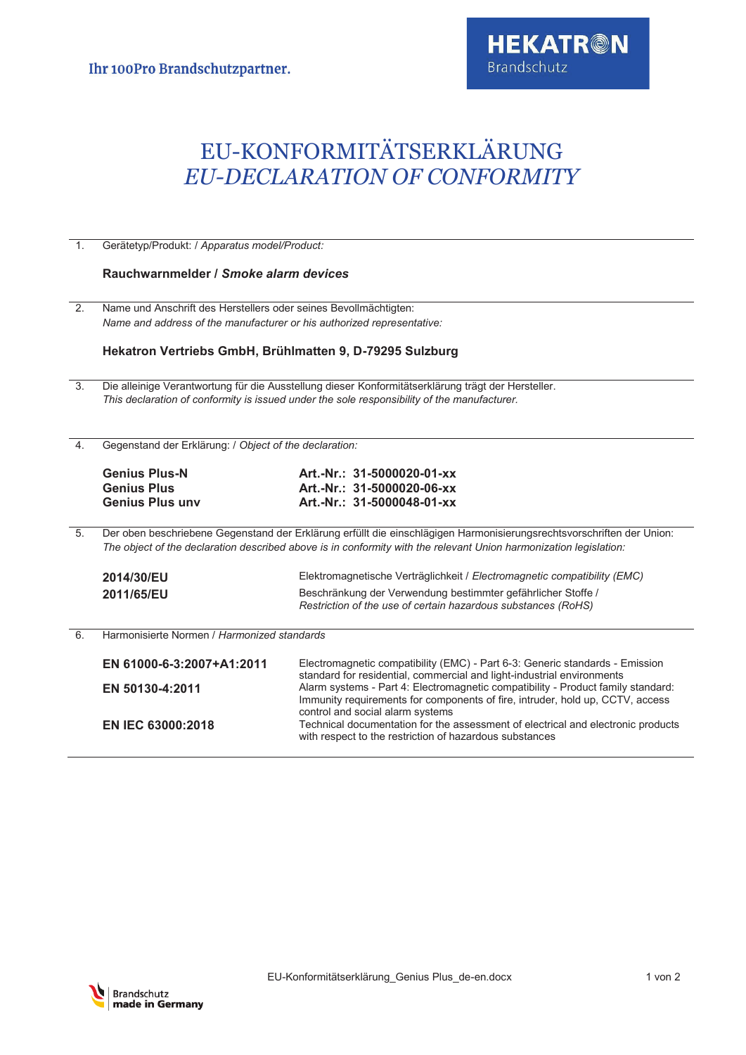Ihr 100Pro Brandschutzpartner.

HEKATRON Brandschutz

# EU-KONFORMITÄTSERKLÄRUNG
# *EU-DECLARATION OF CONFORMITY*

1. Gerätetyp/Produkt: / *Apparatus model/Product:*

   **Rauchwarnmelder / *Smoke alarm devices***

2. Name und Anschrift des Herstellers oder seines Bevollmächtigten:
   *Name and address of the manufacturer or his authorized representative:*

   **Hekatron Vertriebs GmbH, Brühlmatten 9, D-79295 Sulzburg**

3. Die alleinige Verantwortung für die Ausstellung dieser Konformitätserklärung trägt der Hersteller.
   *This declaration of conformity is issued under the sole responsibility of the manufacturer.*

4. Gegenstand der Erklärung: / *Object of the declaration:*

| | |
|---|---|
| **Genius Plus-N** | **Art.-Nr.: 31-5000020-01-xx** |
| **Genius Plus** | **Art.-Nr.: 31-5000020-06-xx** |
| **Genius Plus unv** | **Art.-Nr.: 31-5000048-01-xx** |

5. Der oben beschriebene Gegenstand der Erklärung erfüllt die einschlägigen Harmonisierungsrechtsvorschriften der Union:
   *The object of the declaration described above is in conformity with the relevant Union harmonization legislation:*

| | |
|---|---|
| **2014/30/EU** | Elektromagnetische Verträglichkeit / *Electromagnetic compatibility (EMC)* |
| **2011/65/EU** | Beschränkung der Verwendung bestimmter gefährlicher Stoffe / *Restriction of the use of certain hazardous substances (RoHS)* |

6. Harmonisierte Normen / *Harmonized standards*

| | |
|---|---|
| **EN 61000-6-3:2007+A1:2011** | Electromagnetic compatibility (EMC) - Part 6-3: Generic standards - Emission standard for residential, commercial and light-industrial environments |
| **EN 50130-4:2011** | Alarm systems - Part 4: Electromagnetic compatibility - Product family standard: Immunity requirements for components of fire, intruder, hold up, CCTV, access control and social alarm systems |
| **EN IEC 63000:2018** | Technical documentation for the assessment of electrical and electronic products with respect to the restriction of hazardous substances |

EU-Konformitätserklärung_Genius Plus_de-en.docx

Brandschutz made in Germany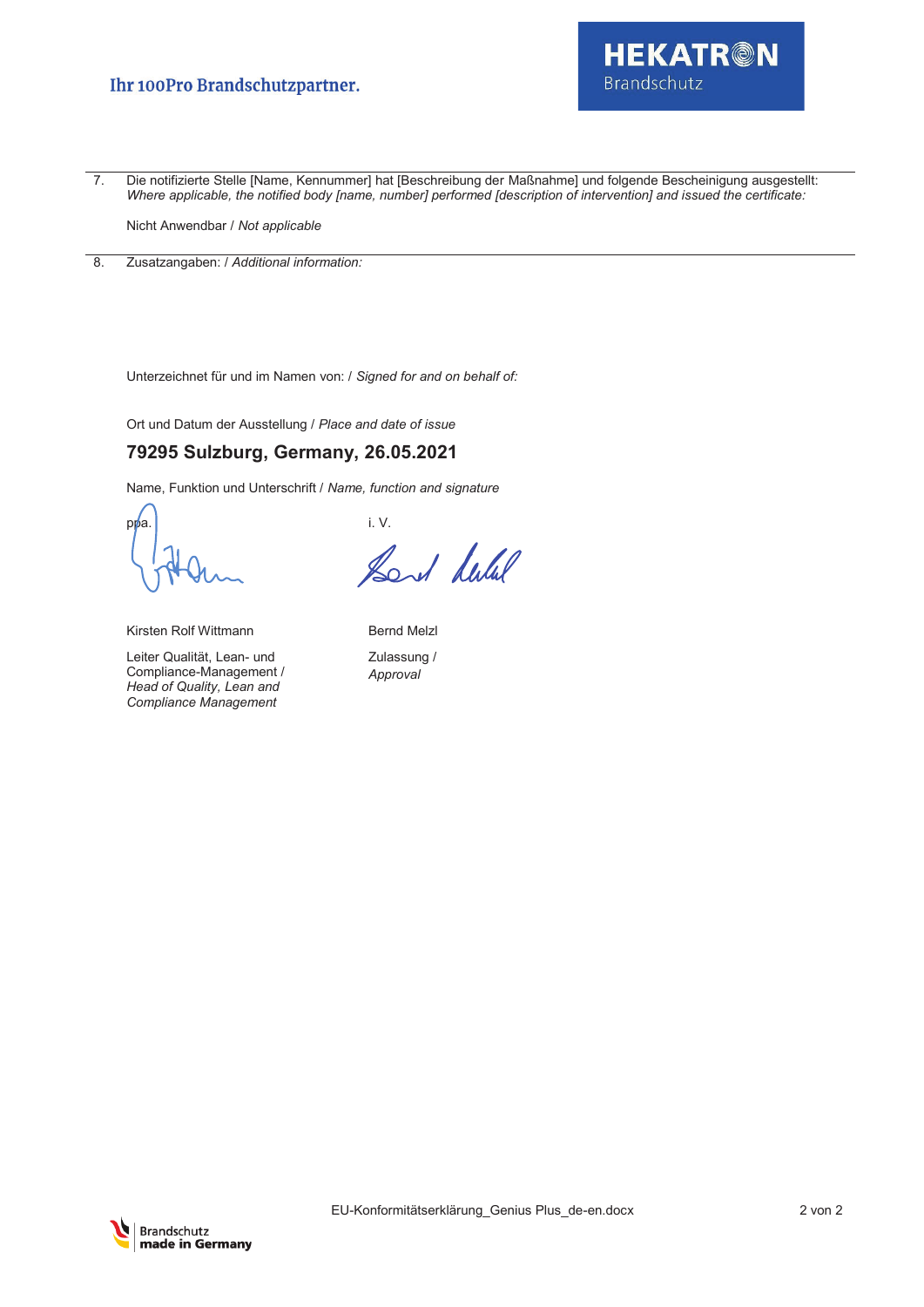7. Die notifizierte Stelle [Name, Kennummer] hat [Beschreibung der Maßnahme] und folgende Bescheinigung ausgestellt:
   *Where applicable, the notified body [name, number] performed [description of intervention] and issued the certificate:*

   Nicht Anwendbar / *Not applicable*

8. Zusatzangaben: / *Additional information:*

Unterzeichnet für und im Namen von: / *Signed for and on behalf of:*

Ort und Datum der Ausstellung / *Place and date of issue*

**79295 Sulzburg, Germany, 26.05.2021**

Name, Funktion und Unterschrift / *Name, function and signature*

ppa.

Kirsten Rolf Wittmann

Leiter Qualität, Lean- und Compliance-Management /
*Head of Quality, Lean and Compliance Management*

i. V.

Bernd Melzl

Zulassung /
*Approval*

EU-Konformitätserklärung_Genius Plus_de-en.docx